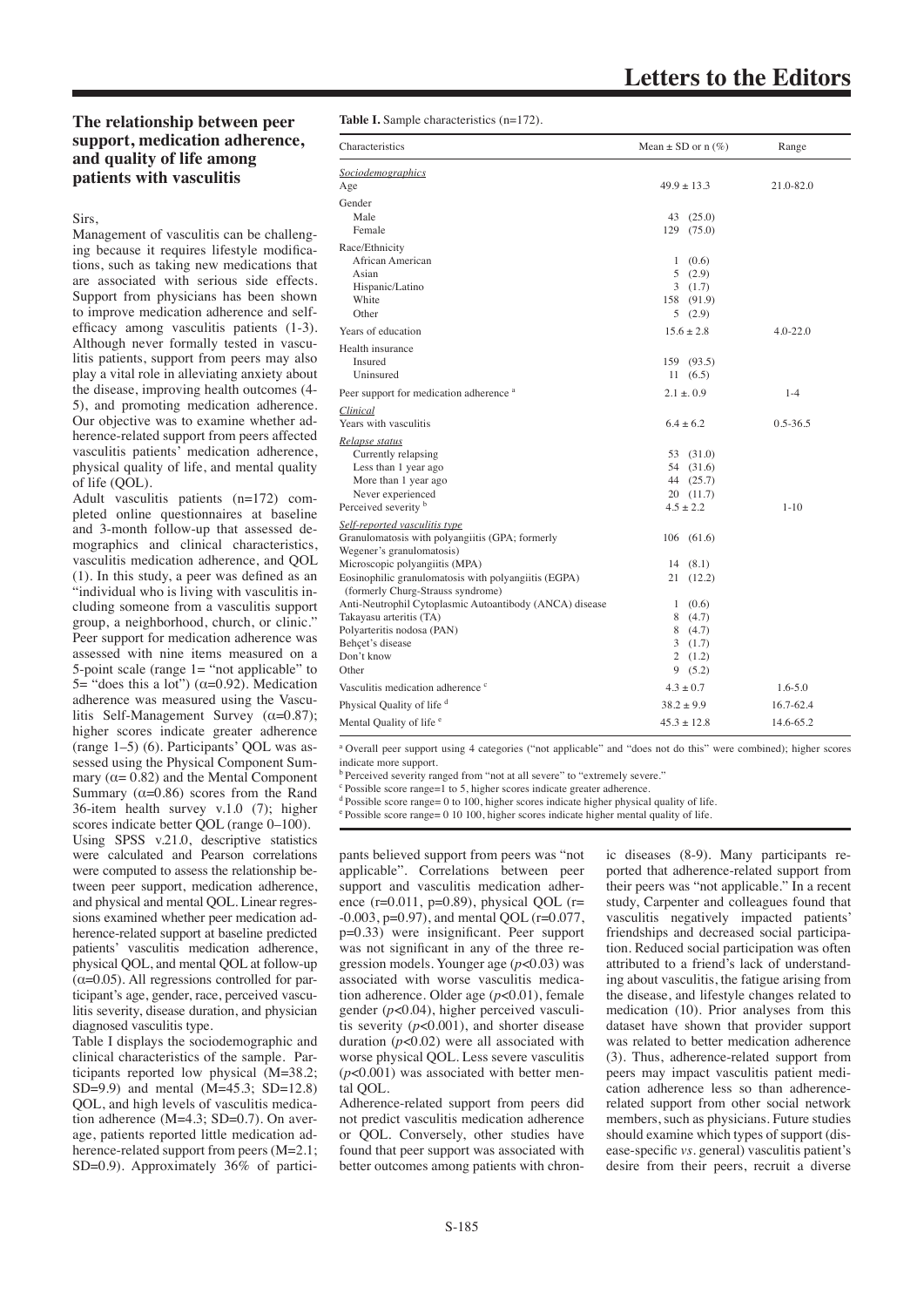# The relationship between peer support, medication adherence, and quality of life among patients with vasculitis

Sirs,

Management of vasculitis can be challenging because it requires lifestyle modifications, such as taking new medications that are associated with serious side effects. Support from physicians has been shown to improve medication adherence and self-efficacy among vasculitis patients (1-3). Although never formally tested in vasculitis patients, support from peers may also play a vital role in alleviating anxiety about the disease, improving health outcomes (4-5), and promoting medication adherence. Our objective was to examine whether adherence-related support from peers affected vasculitis patients' medication adherence, physical quality of life, and mental quality of life (QOL).

Adult vasculitis patients (n=172) completed online questionnaires at baseline and 3-month follow-up that assessed demographics and clinical characteristics, vasculitis medication adherence, and QOL (1). In this study, a peer was defined as an "individual who is living with vasculitis including someone from a vasculitis support group, a neighborhood, church, or clinic." Peer support for medication adherence was assessed with nine items measured on a 5-point scale (range 1= "not applicable" to 5= "does this a lot") (α=0.92). Medication adherence was measured using the Vasculitis Self-Management Survey (α=0.87); higher scores indicate greater adherence (range 1–5) (6). Participants' QOL was assessed using the Physical Component Summary (α= 0.82) and the Mental Component Summary (α=0.86) scores from the Rand 36-item health survey v.1.0 (7); higher scores indicate better QOL (range 0–100).

Using SPSS v.21.0, descriptive statistics were calculated and Pearson correlations were computed to assess the relationship between peer support, medication adherence, and physical and mental QOL. Linear regressions examined whether peer medication adherence-related support at baseline predicted patients' vasculitis medication adherence, physical QOL, and mental QOL at follow-up (α=0.05). All regressions controlled for participant's age, gender, race, perceived vasculitis severity, disease duration, and physician diagnosed vasculitis type.

Table I displays the sociodemographic and clinical characteristics of the sample. Participants reported low physical (M=38.2; SD=9.9) and mental (M=45.3; SD=12.8) QOL, and high levels of vasculitis medication adherence (M=4.3; SD=0.7). On average, patients reported little medication adherence-related support from peers (M=2.1; SD=0.9). Approximately 36% of participants believed support from peers was "not applicable". Correlations between peer support and vasculitis medication adherence (r=0.011, p=0.89), physical QOL (r= -0.003, p=0.97), and mental QOL (r=0.077, p=0.33) were insignificant. Peer support was not significant in any of the three regression models. Younger age ($p$<0.03) was associated with worse vasculitis medication adherence. Older age ($p$<0.01), female gender ($p$<0.04), higher perceived vasculitis severity ($p$<0.001), and shorter disease duration ($p$<0.02) were all associated with worse physical QOL. Less severe vasculitis ($p$<0.001) was associated with better mental QOL.

Adherence-related support from peers did not predict vasculitis medication adherence or QOL. Conversely, other studies have found that peer support was associated with better outcomes among patients with chronic diseases (8-9). Many participants reported that adherence-related support from their peers was "not applicable." In a recent study, Carpenter and colleagues found that vasculitis negatively impacted patients' friendships and decreased social participation. Reduced social participation was often attributed to a friend's lack of understanding about vasculitis, the fatigue arising from the disease, and lifestyle changes related to medication (10). Prior analyses from this dataset have shown that provider support was related to better medication adherence (3). Thus, adherence-related support from peers may impact vasculitis patient medication adherence less so than adherence-related support from other social network members, such as physicians. Future studies should examine which types of support (disease-specific *vs.* general) vasculitis patient's desire from their peers, recruit a diverse

**Table I.** Sample characteristics (n=172).

| Characteristics | Mean ± SD or n (%) | Range |
|---|---|---|
| *Sociodemographics* | | |
| Age | 49.9 ± 13.3 | 21.0-82.0 |
| Gender | | |
| Male | 43 (25.0) | |
| Female | 129 (75.0) | |
| Race/Ethnicity | | |
| African American | 1 (0.6) | |
| Asian | 5 (2.9) | |
| Hispanic/Latino | 3 (1.7) | |
| White | 158 (91.9) | |
| Other | 5 (2.9) | |
| Years of education | 15.6 ± 2.8 | 4.0-22.0 |
| Health insurance | | |
| Insured | 159 (93.5) | |
| Uninsured | 11 (6.5) | |
| Peer support for medication adherence [a] | 2.1 ±. 0.9 | 1-4 |
| *Clinical* | | |
| Years with vasculitis | 6.4 ± 6.2 | 0.5-36.5 |
| *Relapse status* | | |
| Currently relapsing | 53 (31.0) | |
| Less than 1 year ago | 54 (31.6) | |
| More than 1 year ago | 44 (25.7) | |
| Never experienced | 20 (11.7) | |
| Perceived severity [b] | 4.5 ± 2.2 | 1-10 |
| *Self-reported vasculitis type* | | |
| Granulomatosis with polyangiitis (GPA; formerly Wegener's granulomatosis) | 106 (61.6) | |
| Microscopic polyangiitis (MPA) | 14 (8.1) | |
| Eosinophilic granulomatosis with polyangiitis (EGPA) (formerly Churg-Strauss syndrome) | 21 (12.2) | |
| Anti-Neutrophil Cytoplasmic Autoantibody (ANCA) disease | 1 (0.6) | |
| Takayasu arteritis (TA) | 8 (4.7) | |
| Polyarteritis nodosa (PAN) | 8 (4.7) | |
| Behçet's disease | 3 (1.7) | |
| Don't know | 2 (1.2) | |
| Other | 9 (5.2) | |
| Vasculitis medication adherence [c] | 4.3 ± 0.7 | 1.6-5.0 |
| Physical Quality of life [d] | 38.2 ± 9.9 | 16.7-62.4 |
| Mental Quality of life [e] | 45.3 ± 12.8 | 14.6-65.2 |

[a] Overall peer support using 4 categories ("not applicable" and "does not do this" were combined); higher scores indicate more support.
[b] Perceived severity ranged from "not at all severe" to "extremely severe."
[c] Possible score range=1 to 5, higher scores indicate greater adherence.
[d] Possible score range= 0 to 100, higher scores indicate higher physical quality of life.
[e] Possible score range= 0 10 100, higher scores indicate higher mental quality of life.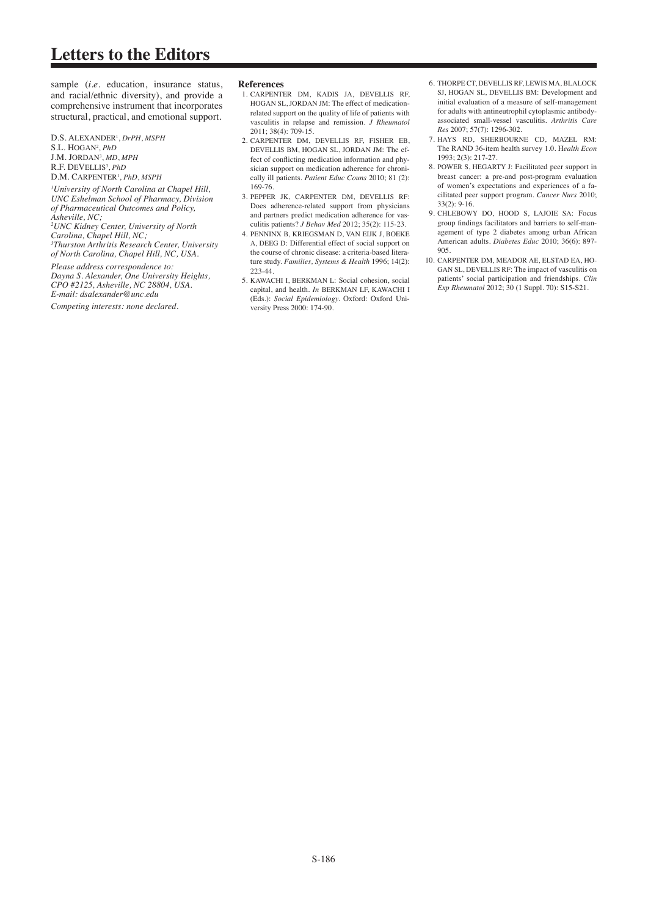sample (*i.e.* education, insurance status, and racial/ethnic diversity), and provide a comprehensive instrument that incorporates structural, practical, and emotional support.

D.S. ALEXANDER[1], *DrPH, MSPH*
S.L. HOGAN[2], *PhD*
J.M. JORDAN[3], *MD, MPH*
R.F. DEVELLIS[3], *PhD*
D.M. CARPENTER[1], *PhD, MSPH*

*[1]University of North Carolina at Chapel Hill, UNC Eshelman School of Pharmacy, Division of Pharmaceutical Outcomes and Policy, Asheville, NC;*
*[2]UNC Kidney Center, University of North Carolina, Chapel Hill, NC;*
*[3]Thurston Arthritis Research Center, University of North Carolina, Chapel Hill, NC, USA.*

*Please address correspondence to: Dayna S. Alexander, One University Heights, CPO #2125, Asheville, NC 28804, USA. E-mail: dsalexander@unc.edu*

*Competing interests: none declared.*

## References

1. CARPENTER DM, KADIS JA, DEVELLIS RF, HOGAN SL, JORDAN JM: The effect of medication-related support on the quality of life of patients with vasculitis in relapse and remission. *J Rheumatol* 2011; 38(4): 709-15.
2. CARPENTER DM, DEVELLIS RF, FISHER EB, DEVELLIS BM, HOGAN SL, JORDAN JM: The effect of conflicting medication information and physician support on medication adherence for chronically ill patients. *Patient Educ Couns* 2010; 81 (2): 169-76.
3. PEPPER JK, CARPENTER DM, DEVELLIS RF: Does adherence-related support from physicians and partners predict medication adherence for vasculitis patients? *J Behav Med* 2012; 35(2): 115-23.
4. PENNINX B, KRIEGSMAN D, VAN EIJK J, BOEKE A, DEEG D: Differential effect of social support on the course of chronic disease: a criteria-based literature study. *Families, Systems & Health* 1996; 14(2): 223-44.
5. KAWACHI I, BERKMAN L: Social cohesion, social capital, and health. *In* BERKMAN LF, KAWACHI I (Eds.): *Social Epidemiology*. Oxford: Oxford University Press 2000: 174-90.
6. THORPE CT, DEVELLIS RF, LEWIS MA, BLALOCK SJ, HOGAN SL, DEVELLIS BM: Development and initial evaluation of a measure of self-management for adults with antineutrophil cytoplasmic antibody-associated small-vessel vasculitis. *Arthritis Care Res* 2007; 57(7): 1296-302.
7. HAYS RD, SHERBOURNE CD, MAZEL RM: The RAND 36-item health survey 1.0. H*ealth Econ* 1993; 2(3): 217-27.
8. POWER S, HEGARTY J: Facilitated peer support in breast cancer: a pre-and post-program evaluation of women's expectations and experiences of a facilitated peer support program. *Cancer Nurs* 2010; 33(2): 9-16.
9. CHLEBOWY DO, HOOD S, LAJOIE SA: Focus group findings facilitators and barriers to self-management of type 2 diabetes among urban African American adults. *Diabetes Educ* 2010; 36(6): 897-905.
10. CARPENTER DM, MEADOR AE, ELSTAD EA, HOGAN SL, DEVELLIS RF: The impact of vasculitis on patients' social participation and friendships. *Clin Exp Rheumatol* 2012; 30 (1 Suppl. 70): S15-S21.